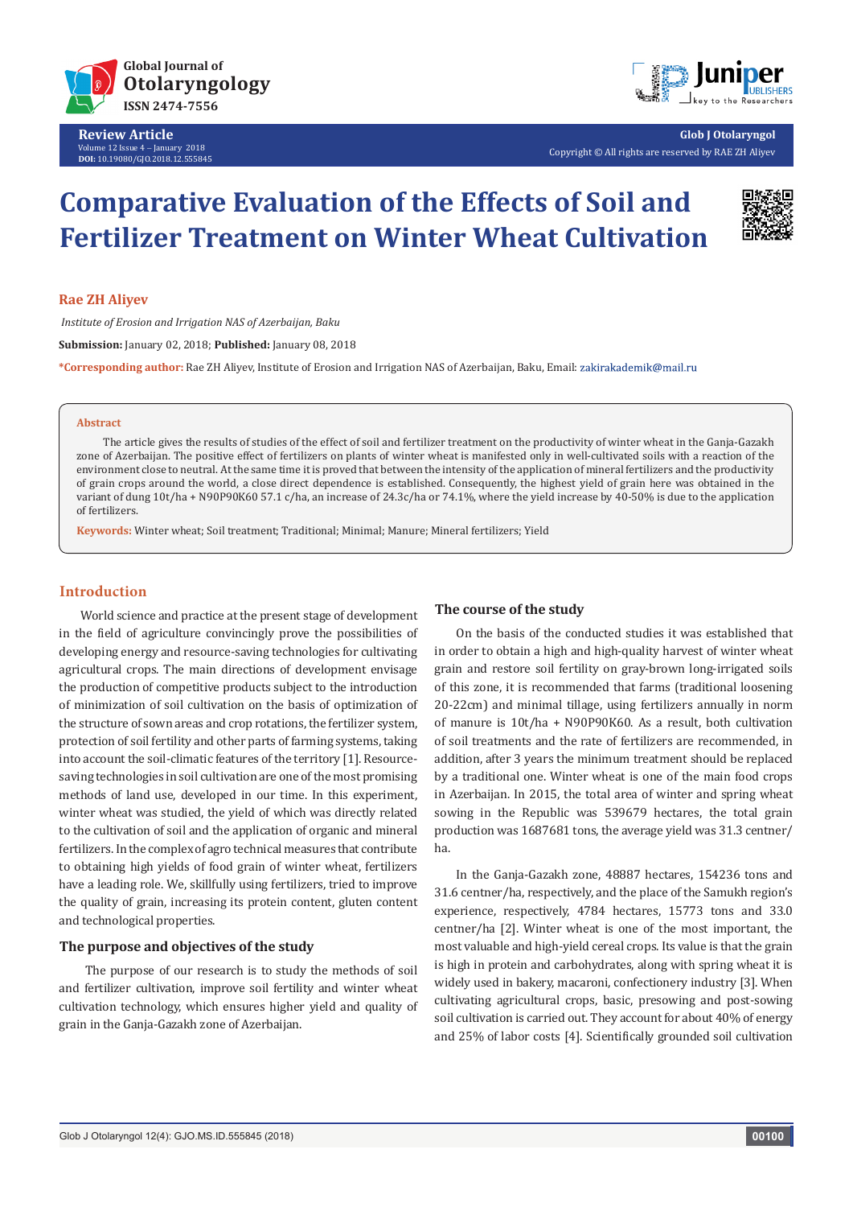Review Article
Volume 12 Issue 4 – January 2018
DOI: 10.19080/GJO.2018.12.555845

Copyright © All rights are reserved by RAE ZH Aliyev

# Comparative Evaluation of the Effects of Soil and Fertilizer Treatment on Winter Wheat Cultivation

**Rae ZH Aliyev**

*Institute of Erosion and Irrigation NAS of Azerbaijan, Baku*

**Submission:** January 02, 2018; **Published:** January 08, 2018

**\*Corresponding author:** Rae ZH Aliyev, Institute of Erosion and Irrigation NAS of Azerbaijan, Baku, Email: zakirakademik@mail.ru

## Abstract

The article gives the results of studies of the effect of soil and fertilizer treatment on the productivity of winter wheat in the Ganja-Gazakh zone of Azerbaijan. The positive effect of fertilizers on plants of winter wheat is manifested only in well-cultivated soils with a reaction of the environment close to neutral. At the same time it is proved that between the intensity of the application of mineral fertilizers and the productivity of grain crops around the world, a close direct dependence is established. Consequently, the highest yield of grain here was obtained in the variant of dung 10t/ha + N90P90K60 57.1 c/ha, an increase of 24.3c/ha or 74.1%, where the yield increase by 40-50% is due to the application of fertilizers.

**Keywords:** Winter wheat; Soil treatment; Traditional; Minimal; Manure; Mineral fertilizers; Yield

## Introduction

World science and practice at the present stage of development in the field of agriculture convincingly prove the possibilities of developing energy and resource-saving technologies for cultivating agricultural crops. The main directions of development envisage the production of competitive products subject to the introduction of minimization of soil cultivation on the basis of optimization of the structure of sown areas and crop rotations, the fertilizer system, protection of soil fertility and other parts of farming systems, taking into account the soil-climatic features of the territory [1]. Resource-saving technologies in soil cultivation are one of the most promising methods of land use, developed in our time. In this experiment, winter wheat was studied, the yield of which was directly related to the cultivation of soil and the application of organic and mineral fertilizers. In the complex of agro technical measures that contribute to obtaining high yields of food grain of winter wheat, fertilizers have a leading role. We, skillfully using fertilizers, tried to improve the quality of grain, increasing its protein content, gluten content and technological properties.

### The purpose and objectives of the study

The purpose of our research is to study the methods of soil and fertilizer cultivation, improve soil fertility and winter wheat cultivation technology, which ensures higher yield and quality of grain in the Ganja-Gazakh zone of Azerbaijan.

### The course of the study

On the basis of the conducted studies it was established that in order to obtain a high and high-quality harvest of winter wheat grain and restore soil fertility on gray-brown long-irrigated soils of this zone, it is recommended that farms (traditional loosening 20-22cm) and minimal tillage, using fertilizers annually in norm of manure is 10t/ha + N90P90K60. As a result, both cultivation of soil treatments and the rate of fertilizers are recommended, in addition, after 3 years the minimum treatment should be replaced by a traditional one. Winter wheat is one of the main food crops in Azerbaijan. In 2015, the total area of winter and spring wheat sowing in the Republic was 539679 hectares, the total grain production was 1687681 tons, the average yield was 31.3 centner/ha.

In the Ganja-Gazakh zone, 48887 hectares, 154236 tons and 31.6 centner/ha, respectively, and the place of the Samukh region's experience, respectively, 4784 hectares, 15773 tons and 33.0 centner/ha [2]. Winter wheat is one of the most important, the most valuable and high-yield cereal crops. Its value is that the grain is high in protein and carbohydrates, along with spring wheat it is widely used in bakery, macaroni, confectionery industry [3]. When cultivating agricultural crops, basic, presowing and post-sowing soil cultivation is carried out. They account for about 40% of energy and 25% of labor costs [4]. Scientifically grounded soil cultivation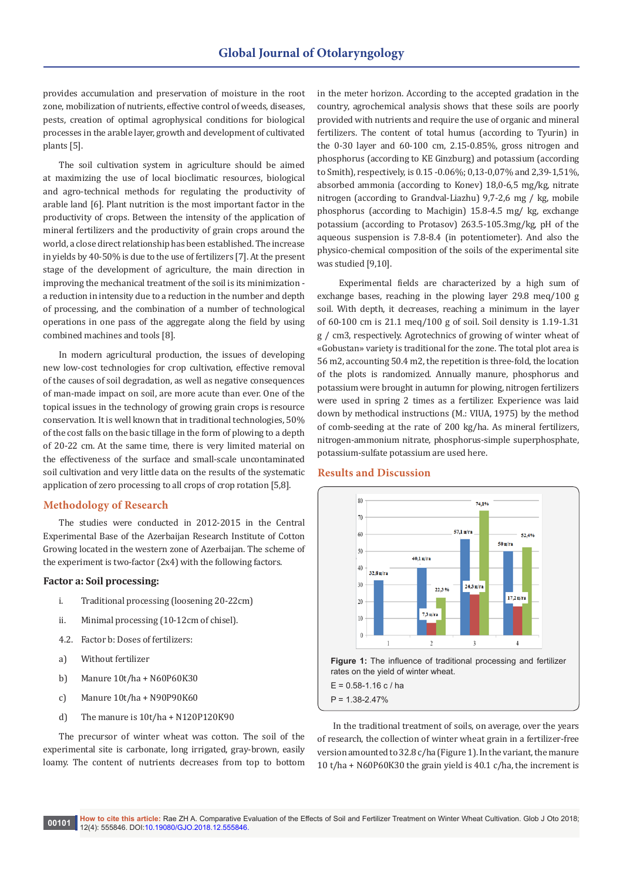provides accumulation and preservation of moisture in the root zone, mobilization of nutrients, effective control of weeds, diseases, pests, creation of optimal agrophysical conditions for biological processes in the arable layer, growth and development of cultivated plants [5].

The soil cultivation system in agriculture should be aimed at maximizing the use of local bioclimatic resources, biological and agro-technical methods for regulating the productivity of arable land [6]. Plant nutrition is the most important factor in the productivity of crops. Between the intensity of the application of mineral fertilizers and the productivity of grain crops around the world, a close direct relationship has been established. The increase in yields by 40-50% is due to the use of fertilizers [7]. At the present stage of the development of agriculture, the main direction in improving the mechanical treatment of the soil is its minimization - a reduction in intensity due to a reduction in the number and depth of processing, and the combination of a number of technological operations in one pass of the aggregate along the field by using combined machines and tools [8].

In modern agricultural production, the issues of developing new low-cost technologies for crop cultivation, effective removal of the causes of soil degradation, as well as negative consequences of man-made impact on soil, are more acute than ever. One of the topical issues in the technology of growing grain crops is resource conservation. It is well known that in traditional technologies, 50% of the cost falls on the basic tillage in the form of plowing to a depth of 20-22 cm. At the same time, there is very limited material on the effectiveness of the surface and small-scale uncontaminated soil cultivation and very little data on the results of the systematic application of zero processing to all crops of crop rotation [5,8].

## Methodology of Research

The studies were conducted in 2012-2015 in the Central Experimental Base of the Azerbaijan Research Institute of Cotton Growing located in the western zone of Azerbaijan. The scheme of the experiment is two-factor (2x4) with the following factors.

### Factor a: Soil processing:

i. Traditional processing (loosening 20-22cm)

ii. Minimal processing (10-12cm of chisel).

4.2. Factor b: Doses of fertilizers:

a) Without fertilizer

b) Manure 10t/ha + N60P60K30

c) Manure 10t/ha + N90P90K60

d) The manure is 10t/ha + N120P120K90

The precursor of winter wheat was cotton. The soil of the experimental site is carbonate, long irrigated, gray-brown, easily loamy. The content of nutrients decreases from top to bottom in the meter horizon. According to the accepted gradation in the country, agrochemical analysis shows that these soils are poorly provided with nutrients and require the use of organic and mineral fertilizers. The content of total humus (according to Tyurin) in the 0-30 layer and 60-100 cm, 2.15-0.85%, gross nitrogen and phosphorus (according to KE Ginzburg) and potassium (according to Smith), respectively, is 0.15 -0.06%; 0,13-0,07% and 2,39-1,51%, absorbed ammonia (according to Konev) 18,0-6,5 mg/kg, nitrate nitrogen (according to Grandval-Liazhu) 9,7-2,6 mg / kg, mobile phosphorus (according to Machigin) 15.8-4.5 mg/ kg, exchange potassium (according to Protasov) 263.5-105.3mg/kg, pH of the aqueous suspension is 7.8-8.4 (in potentiometer). And also the physico-chemical composition of the soils of the experimental site was studied [9,10].

Experimental fields are characterized by a high sum of exchange bases, reaching in the plowing layer 29.8 meq/100 g soil. With depth, it decreases, reaching a minimum in the layer of 60-100 cm is 21.1 meq/100 g of soil. Soil density is 1.19-1.31 g / cm3, respectively. Agrotechnics of growing of winter wheat of «Gobustan» variety is traditional for the zone. The total plot area is 56 m2, accounting 50.4 m2, the repetition is three-fold, the location of the plots is randomized. Annually manure, phosphorus and potassium were brought in autumn for plowing, nitrogen fertilizers were used in spring 2 times as a fertilizer. Experience was laid down by methodical instructions (M.: VIUA, 1975) by the method of comb-seeding at the rate of 200 kg/ha. As mineral fertilizers, nitrogen-ammonium nitrate, phosphorus-simple superphosphate, potassium-sulfate potassium are used here.

## Results and Discussion

**Figure 1:** The influence of traditional processing and fertilizer rates on the yield of winter wheat.

E = 0.58-1.16 c / ha

P = 1.38-2.47%

In the traditional treatment of soils, on average, over the years of research, the collection of winter wheat grain in a fertilizer-free version amounted to 32.8 c/ha (Figure 1). In the variant, the manure 10 t/ha + N60P60K30 the grain yield is 40.1 c/ha, the increment is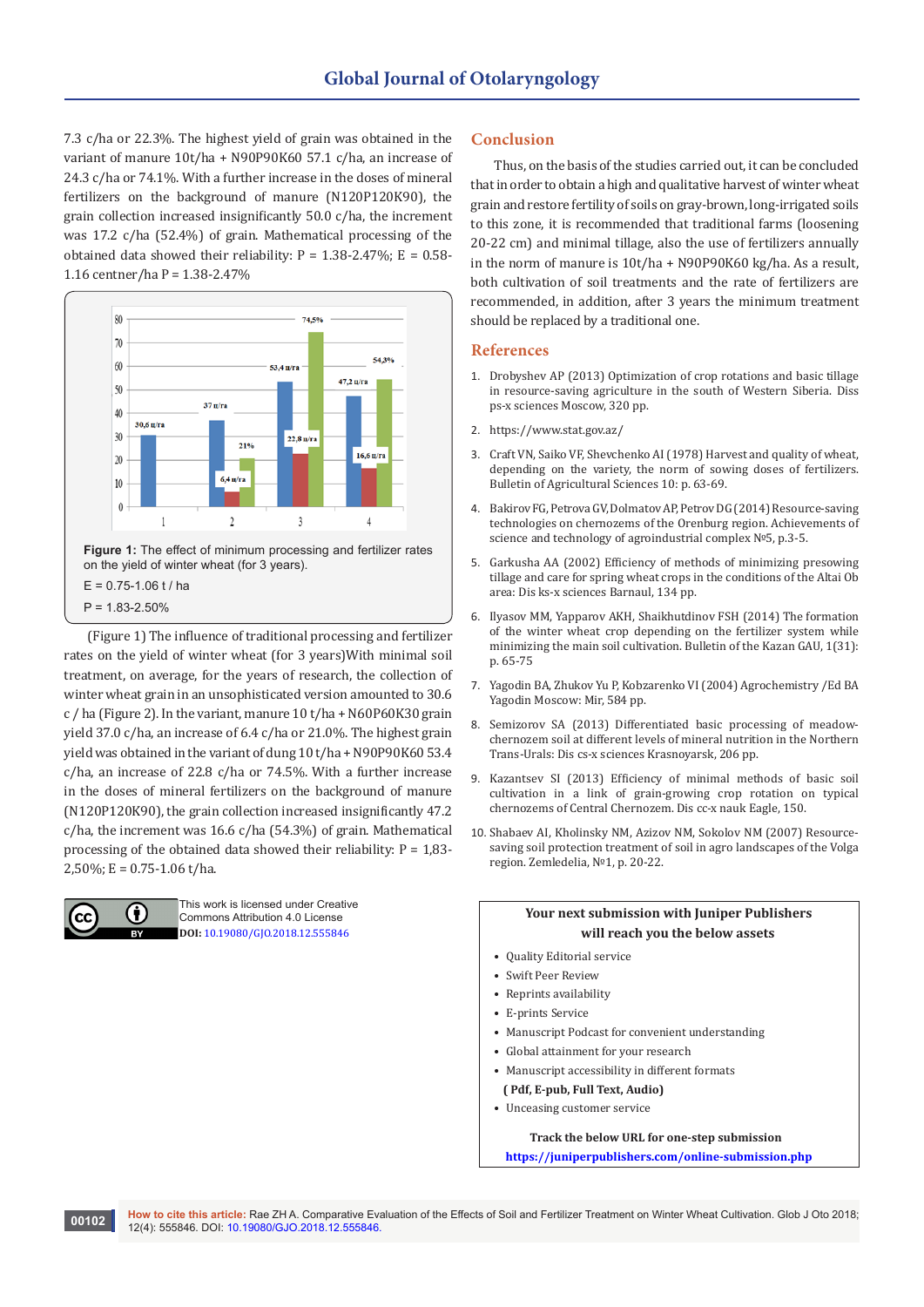7.3 c/ha or 22.3%. The highest yield of grain was obtained in the variant of manure 10t/ha + N90P90K60 57.1 c/ha, an increase of 24.3 c/ha or 74.1%. With a further increase in the doses of mineral fertilizers on the background of manure (N120P120K90), the grain collection increased insignificantly 50.0 c/ha, the increment was 17.2 c/ha (52.4%) of grain. Mathematical processing of the obtained data showed their reliability: P = 1.38-2.47%; E = 0.58-1.16 centner/ha P = 1.38-2.47%

80
70
60
50
40
30
20
10
0
30,6 ц/га
37 ц/га
6,4 ц/га
21%
53,4 ц/га
22,8 ц/га
74,5%
47,2 ц/га
16,6 ц/га
54,3%
1
2
3
4

**Figure 1:** The effect of minimum processing and fertilizer rates on the yield of winter wheat (for 3 years).

E = 0.75-1.06 t / ha

P = 1.83-2.50%

(Figure 1) The influence of traditional processing and fertilizer rates on the yield of winter wheat (for 3 years)With minimal soil treatment, on average, for the years of research, the collection of winter wheat grain in an unsophisticated version amounted to 30.6 c / ha (Figure 2). In the variant, manure 10 t/ha + N60P60K30 grain yield 37.0 c/ha, an increase of 6.4 c/ha or 21.0%. The highest grain yield was obtained in the variant of dung 10 t/ha + N90P90K60 53.4 c/ha, an increase of 22.8 c/ha or 74.5%. With a further increase in the doses of mineral fertilizers on the background of manure (N120P120K90), the grain collection increased insignificantly 47.2 c/ha, the increment was 16.6 c/ha (54.3%) of grain. Mathematical processing of the obtained data showed their reliability: P = 1,83-2,50%; E = 0.75-1.06 t/ha.

## Conclusion

Thus, on the basis of the studies carried out, it can be concluded that in order to obtain a high and qualitative harvest of winter wheat grain and restore fertility of soils on gray-brown, long-irrigated soils to this zone, it is recommended that traditional farms (loosening 20-22 cm) and minimal tillage, also the use of fertilizers annually in the norm of manure is 10t/ha + N90P90K60 kg/ha. As a result, both cultivation of soil treatments and the rate of fertilizers are recommended, in addition, after 3 years the minimum treatment should be replaced by a traditional one.

## References

1. Drobyshev AP (2013) Optimization of crop rotations and basic tillage in resource-saving agriculture in the south of Western Siberia. Diss ps-x sciences Moscow, 320 pp.
2. https://www.stat.gov.az/
3. Craft VN, Saiko VF, Shevchenko AI (1978) Harvest and quality of wheat, depending on the variety, the norm of sowing doses of fertilizers. Bulletin of Agricultural Sciences 10: p. 63-69.
4. Bakirov FG, Petrova GV, Dolmatov AP, Petrov DG (2014) Resource-saving technologies on chernozems of the Orenburg region. Achievements of science and technology of agroindustrial complex №5, p.3-5.
5. Garkusha AA (2002) Efficiency of methods of minimizing presowing tillage and care for spring wheat crops in the conditions of the Altai Ob area: Dis ks-x sciences Barnaul, 134 pp.
6. Ilyasov MM, Yapparov AKH, Shaikhutdinov FSH (2014) The formation of the winter wheat crop depending on the fertilizer system while minimizing the main soil cultivation. Bulletin of the Kazan GAU, 1(31): p. 65-75
7. Yagodin BA, Zhukov Yu P, Kobzarenko VI (2004) Agrochemistry /Ed BA Yagodin Moscow: Mir, 584 pp.
8. Semizorov SA (2013) Differentiated basic processing of meadow-chernozem soil at different levels of mineral nutrition in the Northern Trans-Urals: Dis cs-x sciences Krasnoyarsk, 206 pp.
9. Kazantsev SI (2013) Efficiency of minimal methods of basic soil cultivation in a link of grain-growing crop rotation on typical chernozems of Central Chernozem. Dis cc-x nauk Eagle, 150.
10. Shabaev AI, Kholinsky NM, Azizov NM, Sokolov NM (2007) Resource-saving soil protection treatment of soil in agro landscapes of the Volga region. Zemledelia, №1, p. 20-22.

This work is licensed under Creative Commons Attribution 4.0 License
**DOI:** 10.19080/GJO.2018.12.555846

**Your next submission with Juniper Publishers will reach you the below assets**

- Quality Editorial service
- Swift Peer Review
- Reprints availability
- E-prints Service
- Manuscript Podcast for convenient understanding
- Global attainment for your research
- Manuscript accessibility in different formats
  **( Pdf, E-pub, Full Text, Audio)**
- Unceasing customer service

**Track the below URL for one-step submission**
**https://juniperpublishers.com/online-submission.php**

**How to cite this article:** Rae ZH A. Comparative Evaluation of the Effects of Soil and Fertilizer Treatment on Winter Wheat Cultivation. Glob J Oto 2018; 12(4): 555846. DOI: 10.19080/GJO.2018.12.555846.